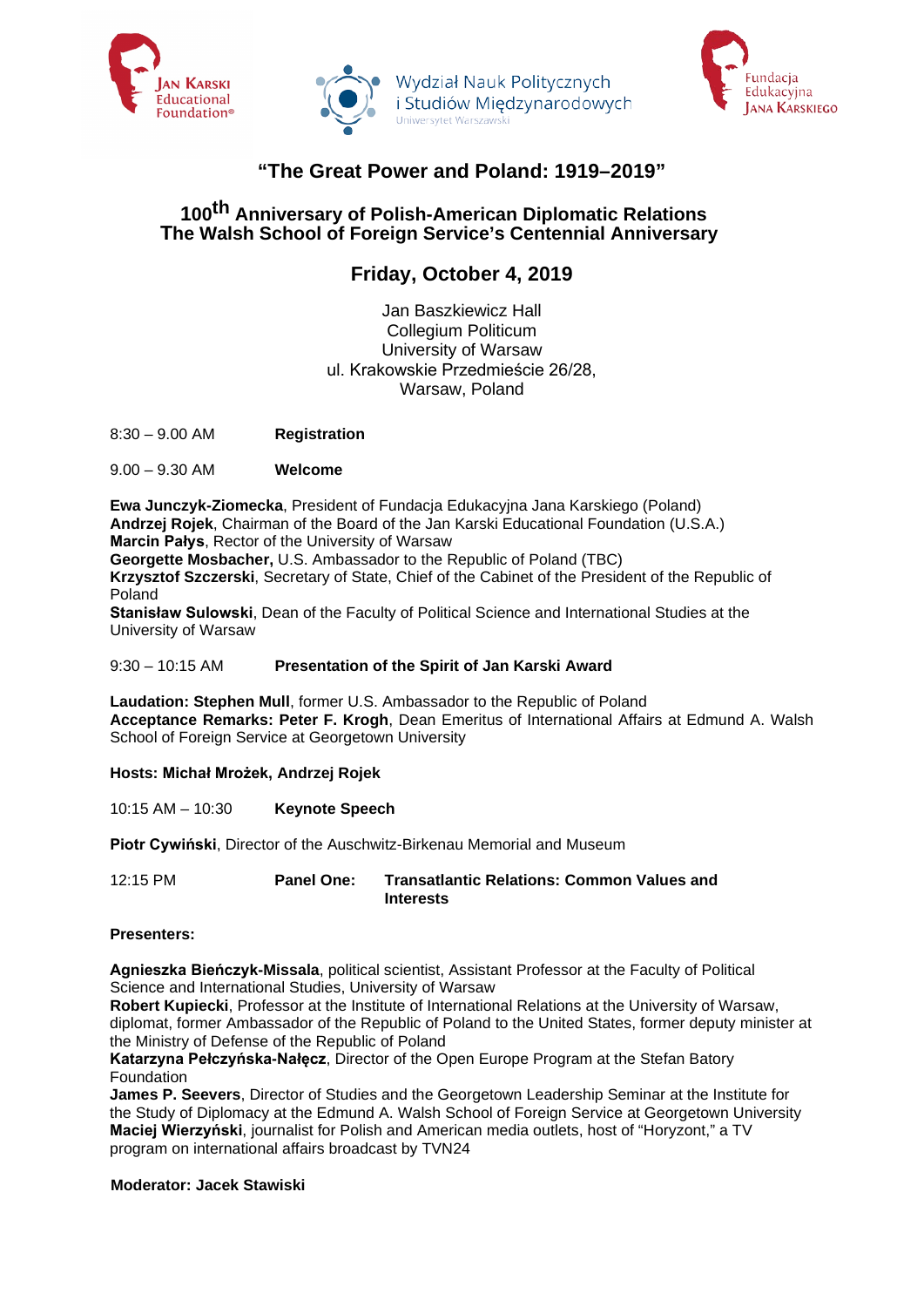Jan Karski Educational Foundation®

Wydział Nauk Politycznych i Studiów Międzynarodowych
Uniwersytet Warszawski

Fundacja Edukacyjna Jana Karskiego

# "The Great Power and Poland: 1919–2019"

## 100th Anniversary of Polish-American Diplomatic Relations
## The Walsh School of Foreign Service's Centennial Anniversary

## Friday, October 4, 2019

Jan Baszkiewicz Hall
Collegium Politicum
University of Warsaw
ul. Krakowskie Przedmieście 26/28,
Warsaw, Poland

8:30 – 9.00 AM **Registration**

9.00 – 9.30 AM **Welcome**

**Ewa Junczyk-Ziomecka**, President of Fundacja Edukacyjna Jana Karskiego (Poland)
**Andrzej Rojek**, Chairman of the Board of the Jan Karski Educational Foundation (U.S.A.)
**Marcin Pałys**, Rector of the University of Warsaw
**Georgette Mosbacher,** U.S. Ambassador to the Republic of Poland (TBC)
**Krzysztof Szczerski**, Secretary of State, Chief of the Cabinet of the President of the Republic of Poland
**Stanisław Sulowski**, Dean of the Faculty of Political Science and International Studies at the University of Warsaw

9:30 – 10:15 AM **Presentation of the Spirit of Jan Karski Award**

**Laudation: Stephen Mull**, former U.S. Ambassador to the Republic of Poland
**Acceptance Remarks: Peter F. Krogh**, Dean Emeritus of International Affairs at Edmund A. Walsh School of Foreign Service at Georgetown University

**Hosts: Michał Mrożek, Andrzej Rojek**

10:15 AM – 10:30 **Keynote Speech**

**Piotr Cywiński**, Director of the Auschwitz-Birkenau Memorial and Museum

12:15 PM **Panel One: Transatlantic Relations: Common Values and Interests**

**Presenters:**

**Agnieszka Bieńczyk-Missala**, political scientist, Assistant Professor at the Faculty of Political Science and International Studies, University of Warsaw
**Robert Kupiecki**, Professor at the Institute of International Relations at the University of Warsaw, diplomat, former Ambassador of the Republic of Poland to the United States, former deputy minister at the Ministry of Defense of the Republic of Poland
**Katarzyna Pełczyńska-Nałęcz**, Director of the Open Europe Program at the Stefan Batory Foundation
**James P. Seevers**, Director of Studies and the Georgetown Leadership Seminar at the Institute for the Study of Diplomacy at the Edmund A. Walsh School of Foreign Service at Georgetown University
**Maciej Wierzyński**, journalist for Polish and American media outlets, host of "Horyzont," a TV program on international affairs broadcast by TVN24

**Moderator: Jacek Stawiski**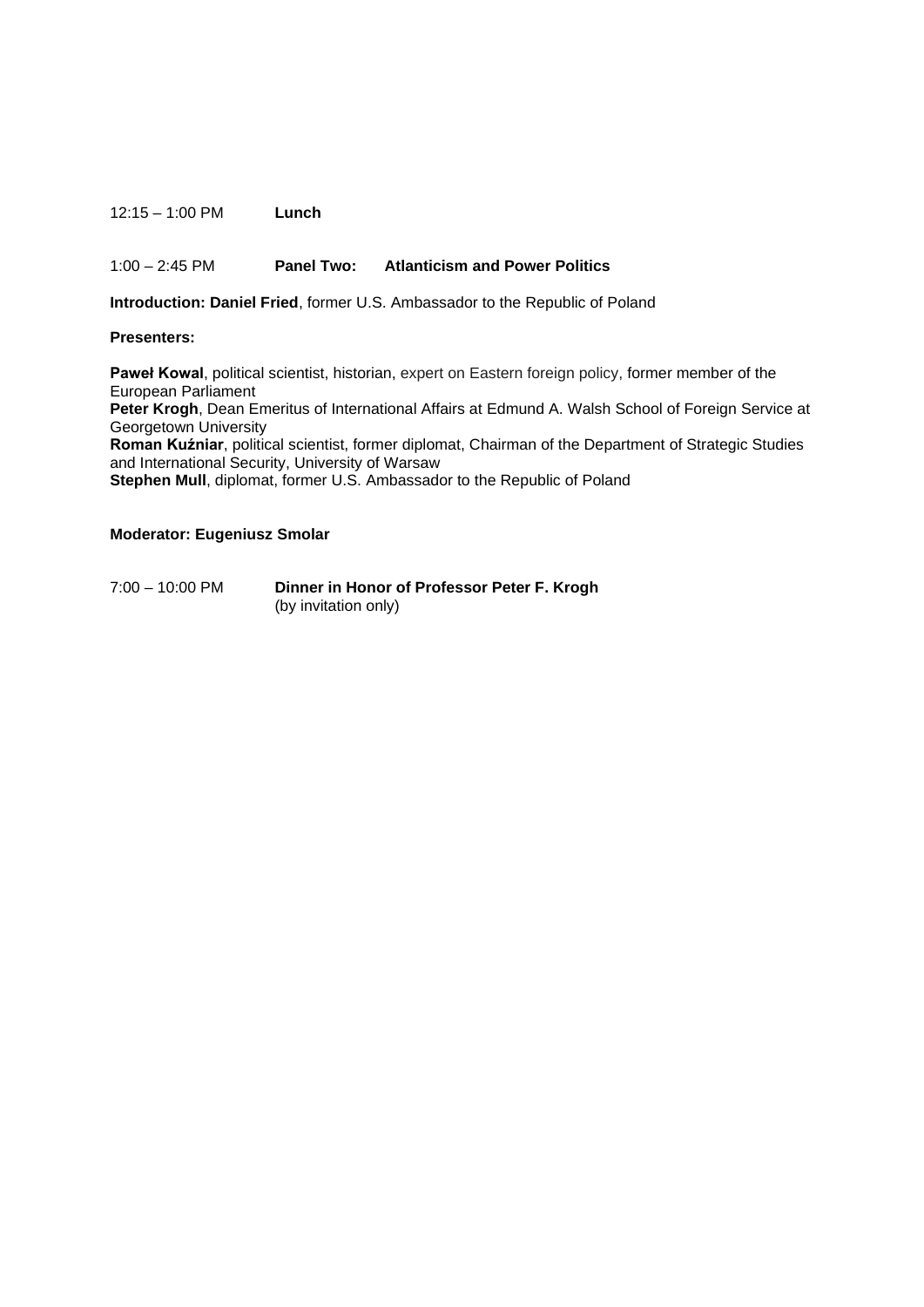12:15 – 1:00 PM **Lunch**

1:00 – 2:45 PM **Panel Two: Atlanticism and Power Politics**

**Introduction: Daniel Fried**, former U.S. Ambassador to the Republic of Poland

**Presenters:**

**Paweł Kowal**, political scientist, historian, expert on Eastern foreign policy, former member of the European Parliament
**Peter Krogh**, Dean Emeritus of International Affairs at Edmund A. Walsh School of Foreign Service at Georgetown University
**Roman Kuźniar**, political scientist, former diplomat, Chairman of the Department of Strategic Studies and International Security, University of Warsaw
**Stephen Mull**, diplomat, former U.S. Ambassador to the Republic of Poland

**Moderator: Eugeniusz Smolar**

7:00 – 10:00 PM **Dinner in Honor of Professor Peter F. Krogh**
(by invitation only)